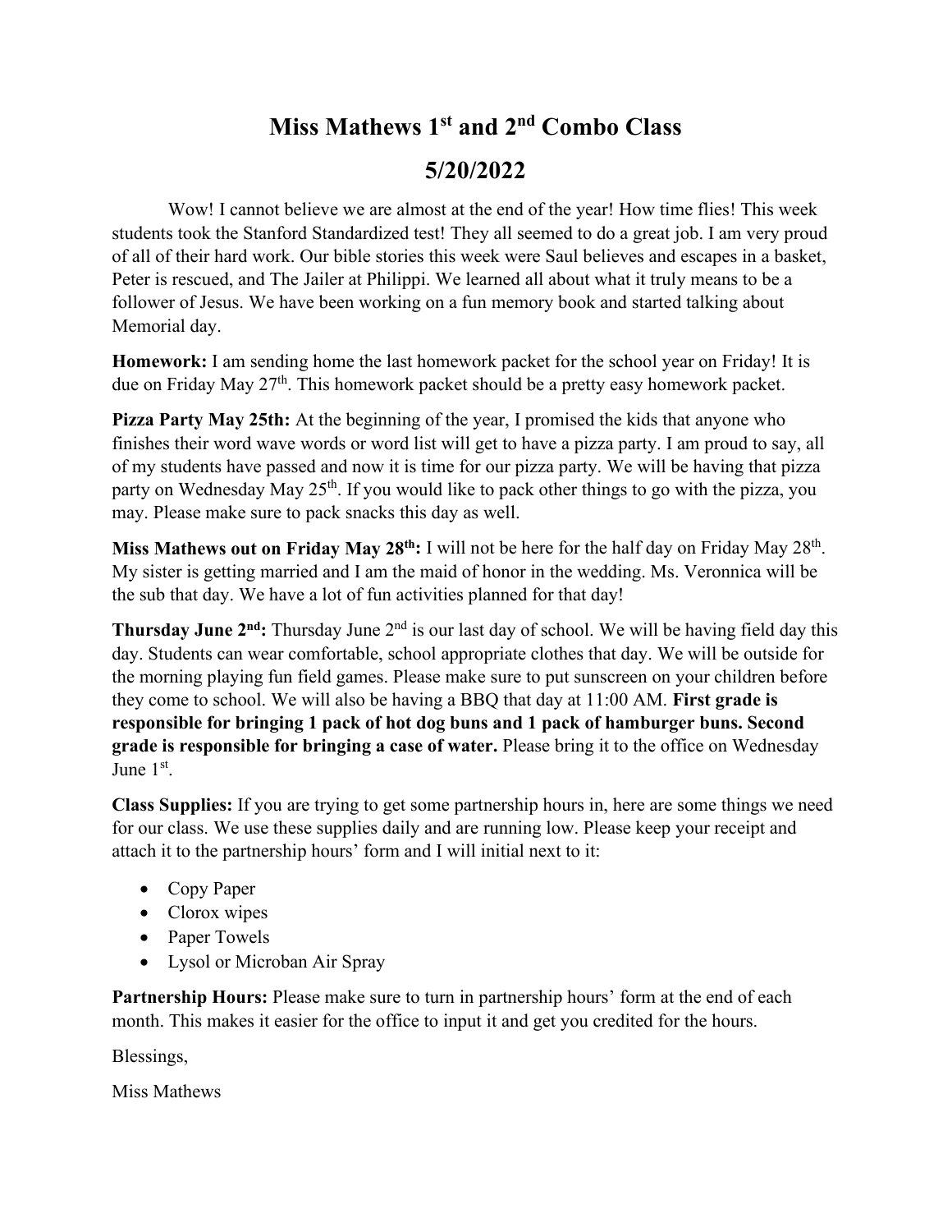# Miss Mathews 1st and 2nd Combo Class

## 5/20/2022

Wow! I cannot believe we are almost at the end of the year! How time flies! This week students took the Stanford Standardized test! They all seemed to do a great job. I am very proud of all of their hard work. Our bible stories this week were Saul believes and escapes in a basket, Peter is rescued, and The Jailer at Philippi. We learned all about what it truly means to be a follower of Jesus. We have been working on a fun memory book and started talking about Memorial day.

**Homework:** I am sending home the last homework packet for the school year on Friday! It is due on Friday May 27th. This homework packet should be a pretty easy homework packet.

**Pizza Party May 25th:** At the beginning of the year, I promised the kids that anyone who finishes their word wave words or word list will get to have a pizza party. I am proud to say, all of my students have passed and now it is time for our pizza party. We will be having that pizza party on Wednesday May 25th. If you would like to pack other things to go with the pizza, you may. Please make sure to pack snacks this day as well.

**Miss Mathews out on Friday May 28th:** I will not be here for the half day on Friday May 28th. My sister is getting married and I am the maid of honor in the wedding. Ms. Veronnica will be the sub that day. We have a lot of fun activities planned for that day!

**Thursday June 2nd:** Thursday June 2nd is our last day of school. We will be having field day this day. Students can wear comfortable, school appropriate clothes that day. We will be outside for the morning playing fun field games. Please make sure to put sunscreen on your children before they come to school. We will also be having a BBQ that day at 11:00 AM. **First grade is responsible for bringing 1 pack of hot dog buns and 1 pack of hamburger buns. Second grade is responsible for bringing a case of water.** Please bring it to the office on Wednesday June 1st.

**Class Supplies:** If you are trying to get some partnership hours in, here are some things we need for our class. We use these supplies daily and are running low. Please keep your receipt and attach it to the partnership hours' form and I will initial next to it:

- Copy Paper
- Clorox wipes
- Paper Towels
- Lysol or Microban Air Spray

**Partnership Hours:** Please make sure to turn in partnership hours' form at the end of each month. This makes it easier for the office to input it and get you credited for the hours.

Blessings,

Miss Mathews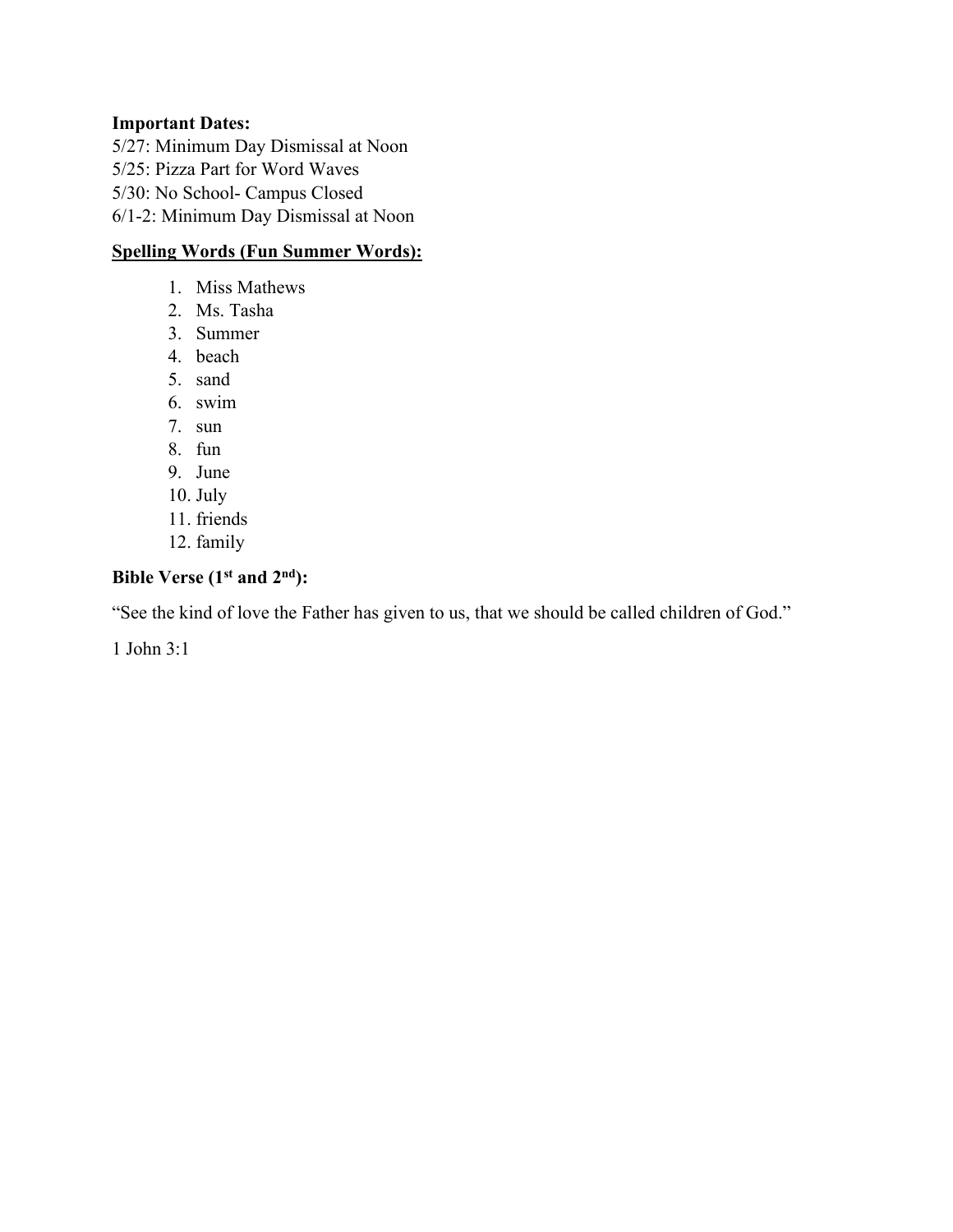**Important Dates:**

5/27: Minimum Day Dismissal at Noon
5/25: Pizza Part for Word Waves
5/30: No School- Campus Closed
6/1-2: Minimum Day Dismissal at Noon

**Spelling Words (Fun Summer Words):**

1. Miss Mathews
2. Ms. Tasha
3. Summer
4. beach
5. sand
6. swim
7. sun
8. fun
9. June
10. July
11. friends
12. family

**Bible Verse (1st and 2nd):**

"See the kind of love the Father has given to us, that we should be called children of God."

1 John 3:1